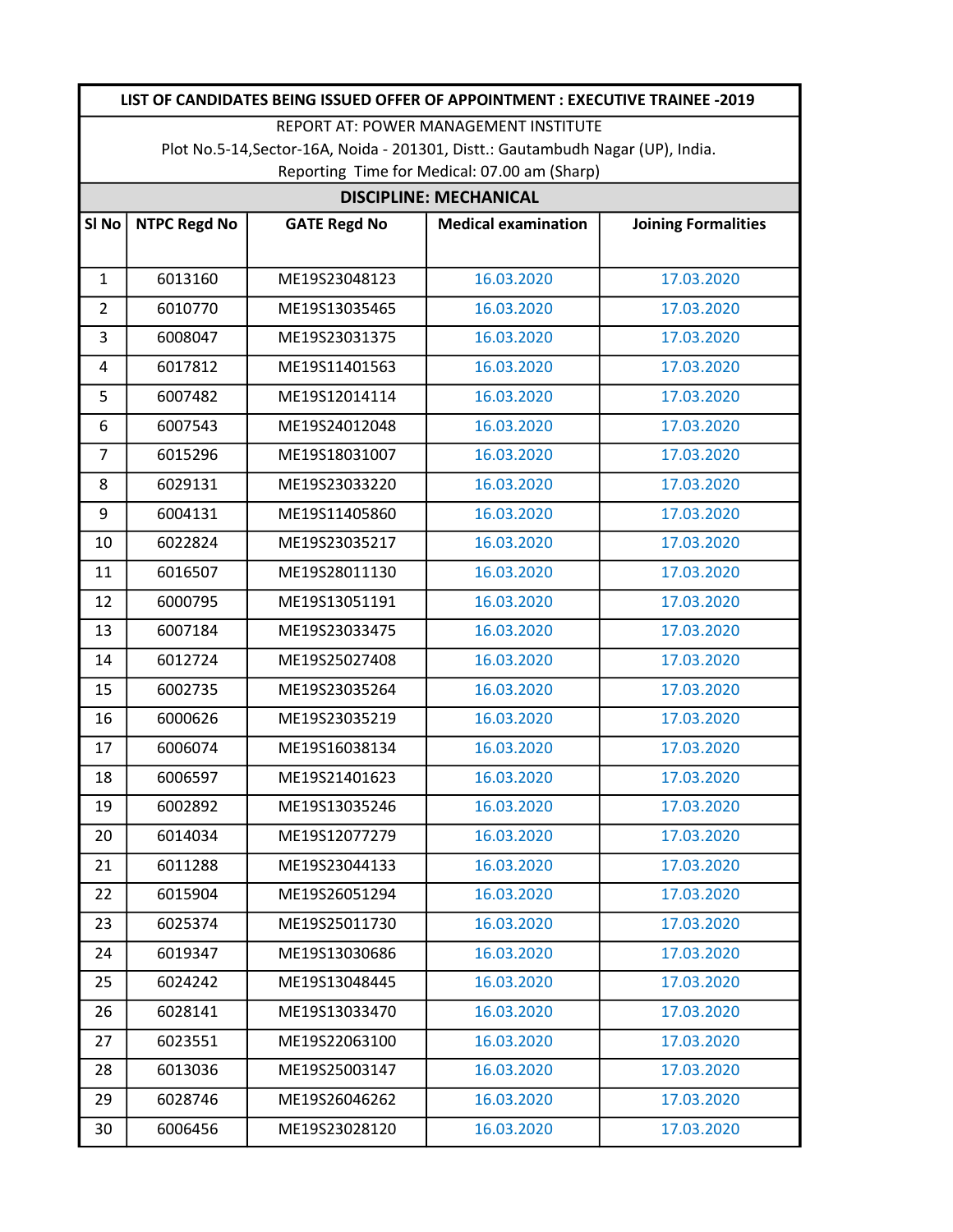**LIST OF CANDIDATES BEING ISSUED OFFER OF APPOINTMENT : EXECUTIVE TRAINEE -2019**

REPORT AT: POWER MANAGEMENT INSTITUTE

Plot No.5-14,Sector-16A, Noida - 201301, Distt.: Gautambudh Nagar (UP), India.

Reporting Time for Medical: 07.00 am (Sharp)

**DISCIPLINE: MECHANICAL**

| Sl No | NTPC Regd No | GATE Regd No | Medical examination | Joining Formalities |
|---|---|---|---|---|
| 1 | 6013160 | ME19S23048123 | 16.03.2020 | 17.03.2020 |
| 2 | 6010770 | ME19S13035465 | 16.03.2020 | 17.03.2020 |
| 3 | 6008047 | ME19S23031375 | 16.03.2020 | 17.03.2020 |
| 4 | 6017812 | ME19S11401563 | 16.03.2020 | 17.03.2020 |
| 5 | 6007482 | ME19S12014114 | 16.03.2020 | 17.03.2020 |
| 6 | 6007543 | ME19S24012048 | 16.03.2020 | 17.03.2020 |
| 7 | 6015296 | ME19S18031007 | 16.03.2020 | 17.03.2020 |
| 8 | 6029131 | ME19S23033220 | 16.03.2020 | 17.03.2020 |
| 9 | 6004131 | ME19S11405860 | 16.03.2020 | 17.03.2020 |
| 10 | 6022824 | ME19S23035217 | 16.03.2020 | 17.03.2020 |
| 11 | 6016507 | ME19S28011130 | 16.03.2020 | 17.03.2020 |
| 12 | 6000795 | ME19S13051191 | 16.03.2020 | 17.03.2020 |
| 13 | 6007184 | ME19S23033475 | 16.03.2020 | 17.03.2020 |
| 14 | 6012724 | ME19S25027408 | 16.03.2020 | 17.03.2020 |
| 15 | 6002735 | ME19S23035264 | 16.03.2020 | 17.03.2020 |
| 16 | 6000626 | ME19S23035219 | 16.03.2020 | 17.03.2020 |
| 17 | 6006074 | ME19S16038134 | 16.03.2020 | 17.03.2020 |
| 18 | 6006597 | ME19S21401623 | 16.03.2020 | 17.03.2020 |
| 19 | 6002892 | ME19S13035246 | 16.03.2020 | 17.03.2020 |
| 20 | 6014034 | ME19S12077279 | 16.03.2020 | 17.03.2020 |
| 21 | 6011288 | ME19S23044133 | 16.03.2020 | 17.03.2020 |
| 22 | 6015904 | ME19S26051294 | 16.03.2020 | 17.03.2020 |
| 23 | 6025374 | ME19S25011730 | 16.03.2020 | 17.03.2020 |
| 24 | 6019347 | ME19S13030686 | 16.03.2020 | 17.03.2020 |
| 25 | 6024242 | ME19S13048445 | 16.03.2020 | 17.03.2020 |
| 26 | 6028141 | ME19S13033470 | 16.03.2020 | 17.03.2020 |
| 27 | 6023551 | ME19S22063100 | 16.03.2020 | 17.03.2020 |
| 28 | 6013036 | ME19S25003147 | 16.03.2020 | 17.03.2020 |
| 29 | 6028746 | ME19S26046262 | 16.03.2020 | 17.03.2020 |
| 30 | 6006456 | ME19S23028120 | 16.03.2020 | 17.03.2020 |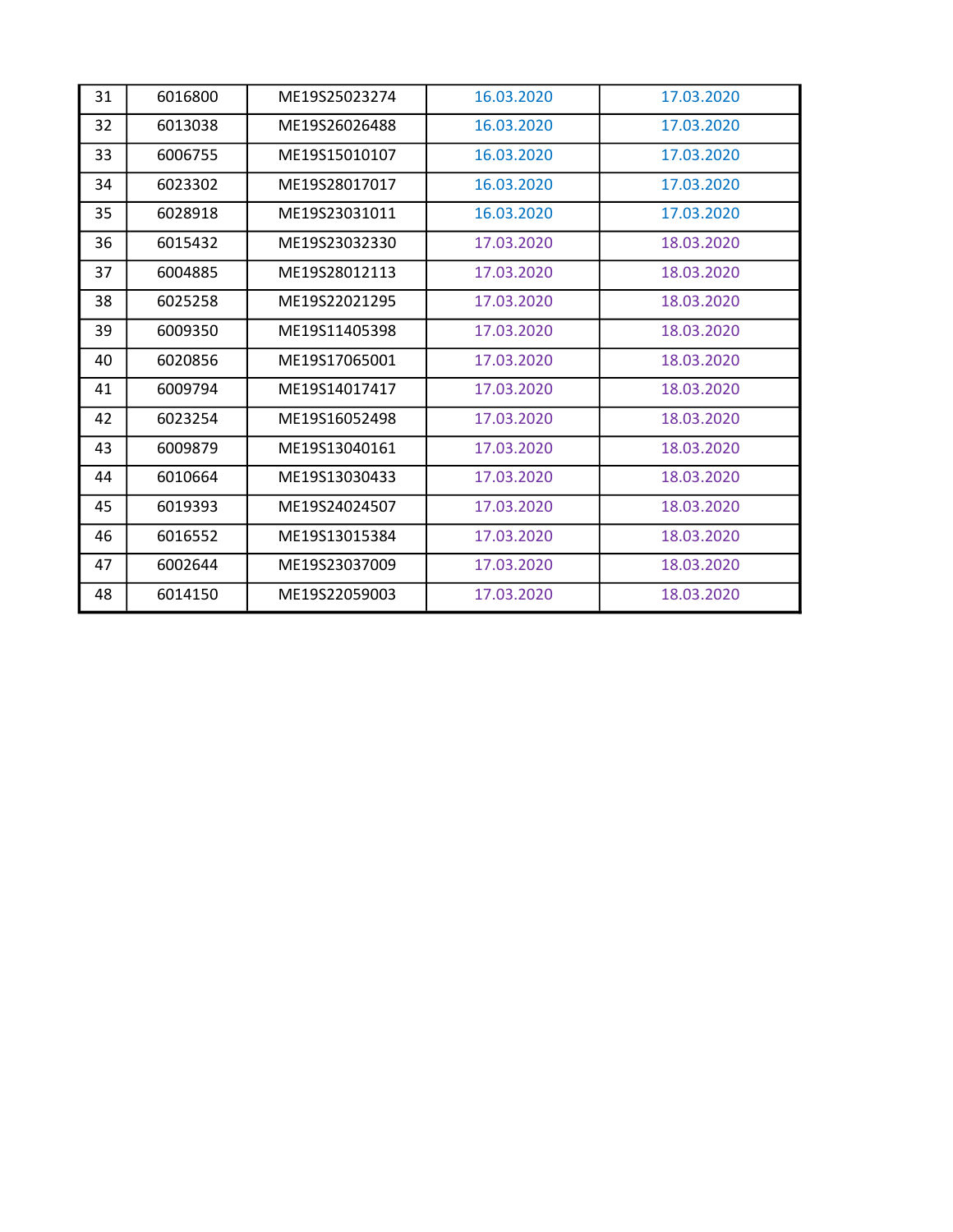| | | | | |
|---|---|---|---|---|
| 31 | 6016800 | ME19S25023274 | 16.03.2020 | 17.03.2020 |
| 32 | 6013038 | ME19S26026488 | 16.03.2020 | 17.03.2020 |
| 33 | 6006755 | ME19S15010107 | 16.03.2020 | 17.03.2020 |
| 34 | 6023302 | ME19S28017017 | 16.03.2020 | 17.03.2020 |
| 35 | 6028918 | ME19S23031011 | 16.03.2020 | 17.03.2020 |
| 36 | 6015432 | ME19S23032330 | 17.03.2020 | 18.03.2020 |
| 37 | 6004885 | ME19S28012113 | 17.03.2020 | 18.03.2020 |
| 38 | 6025258 | ME19S22021295 | 17.03.2020 | 18.03.2020 |
| 39 | 6009350 | ME19S11405398 | 17.03.2020 | 18.03.2020 |
| 40 | 6020856 | ME19S17065001 | 17.03.2020 | 18.03.2020 |
| 41 | 6009794 | ME19S14017417 | 17.03.2020 | 18.03.2020 |
| 42 | 6023254 | ME19S16052498 | 17.03.2020 | 18.03.2020 |
| 43 | 6009879 | ME19S13040161 | 17.03.2020 | 18.03.2020 |
| 44 | 6010664 | ME19S13030433 | 17.03.2020 | 18.03.2020 |
| 45 | 6019393 | ME19S24024507 | 17.03.2020 | 18.03.2020 |
| 46 | 6016552 | ME19S13015384 | 17.03.2020 | 18.03.2020 |
| 47 | 6002644 | ME19S23037009 | 17.03.2020 | 18.03.2020 |
| 48 | 6014150 | ME19S22059003 | 17.03.2020 | 18.03.2020 |